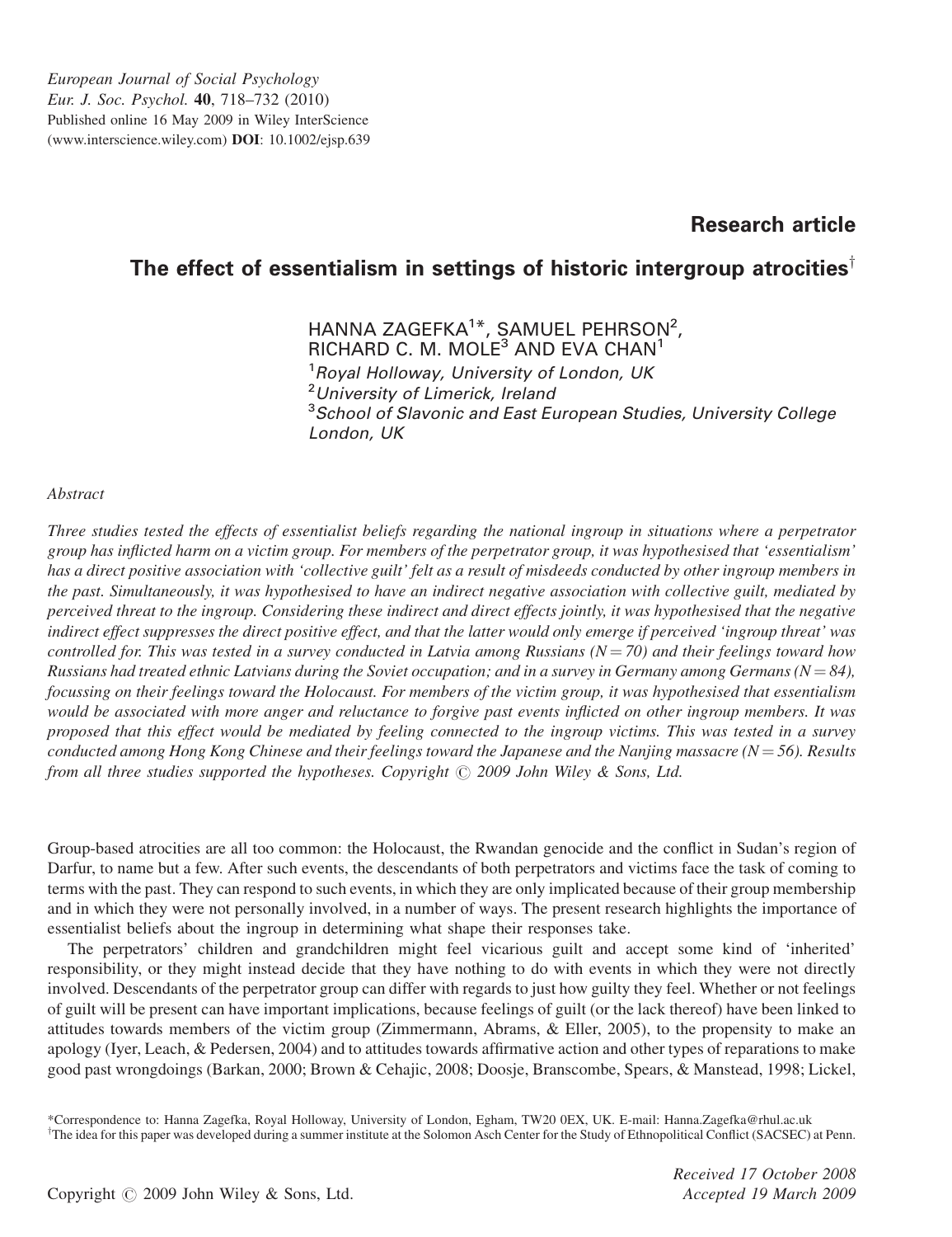European Journal of Social Psychology
Eur. J. Soc. Psychol. **40**, 718–732 (2010)
Published online 16 May 2009 in Wiley InterScience
(www.interscience.wiley.com) **DOI**: 10.1002/ejsp.639

**Research article**

# The effect of essentialism in settings of historic intergroup atrocities[†]

HANNA ZAGEFKA[1]*, SAMUEL PEHRSON[2], RICHARD C. M. MOLE[3] AND EVA CHAN[1]

[1]*Royal Holloway, University of London, UK*
[2]*University of Limerick, Ireland*
[3]*School of Slavonic and East European Studies, University College London, UK*

*Abstract*

*Three studies tested the effects of essentialist beliefs regarding the national ingroup in situations where a perpetrator group has inflicted harm on a victim group. For members of the perpetrator group, it was hypothesised that 'essentialism' has a direct positive association with 'collective guilt' felt as a result of misdeeds conducted by other ingroup members in the past. Simultaneously, it was hypothesised to have an indirect negative association with collective guilt, mediated by perceived threat to the ingroup. Considering these indirect and direct effects jointly, it was hypothesised that the negative indirect effect suppresses the direct positive effect, and that the latter would only emerge if perceived 'ingroup threat' was controlled for. This was tested in a survey conducted in Latvia among Russians ($N = 70$) and their feelings toward how Russians had treated ethnic Latvians during the Soviet occupation; and in a survey in Germany among Germans ($N = 84$), focussing on their feelings toward the Holocaust. For members of the victim group, it was hypothesised that essentialism would be associated with more anger and reluctance to forgive past events inflicted on other ingroup members. It was proposed that this effect would be mediated by feeling connected to the ingroup victims. This was tested in a survey conducted among Hong Kong Chinese and their feelings toward the Japanese and the Nanjing massacre ($N = 56$). Results from all three studies supported the hypotheses. Copyright © 2009 John Wiley & Sons, Ltd.*

Group-based atrocities are all too common: the Holocaust, the Rwandan genocide and the conflict in Sudan's region of Darfur, to name but a few. After such events, the descendants of both perpetrators and victims face the task of coming to terms with the past. They can respond to such events, in which they are only implicated because of their group membership and in which they were not personally involved, in a number of ways. The present research highlights the importance of essentialist beliefs about the ingroup in determining what shape their responses take.

The perpetrators' children and grandchildren might feel vicarious guilt and accept some kind of 'inherited' responsibility, or they might instead decide that they have nothing to do with events in which they were not directly involved. Descendants of the perpetrator group can differ with regards to just how guilty they feel. Whether or not feelings of guilt will be present can have important implications, because feelings of guilt (or the lack thereof) have been linked to attitudes towards members of the victim group (Zimmermann, Abrams, & Eller, 2005), to the propensity to make an apology (Iyer, Leach, & Pedersen, 2004) and to attitudes towards affirmative action and other types of reparations to make good past wrongdoings (Barkan, 2000; Brown & Cehajic, 2008; Doosje, Branscombe, Spears, & Manstead, 1998; Lickel,

*Correspondence to: Hanna Zagefka, Royal Holloway, University of London, Egham, TW20 0EX, UK. E-mail: Hanna.Zagefka@rhul.ac.uk
[†]The idea for this paper was developed during a summer institute at the Solomon Asch Center for the Study of Ethnopolitical Conflict (SACSEC) at Penn.

Copyright © 2009 John Wiley & Sons, Ltd.

*Received 17 October 2008*
*Accepted 19 March 2009*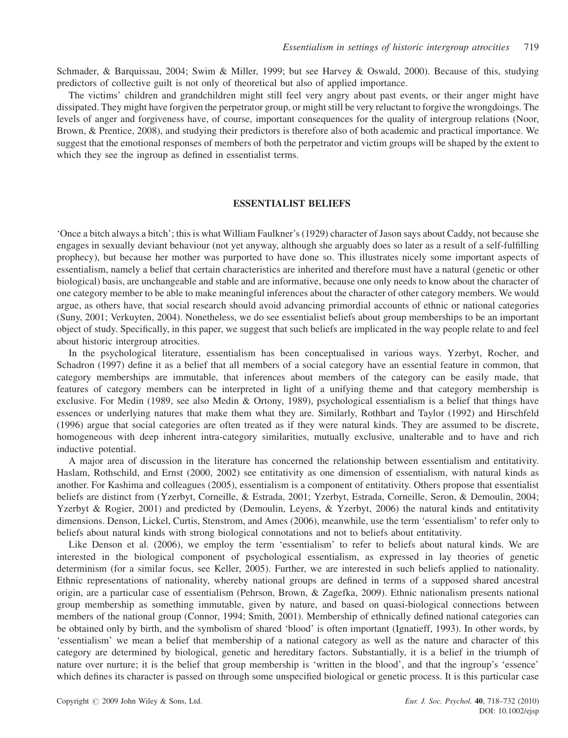Schmader, & Barquissau, 2004; Swim & Miller, 1999; but see Harvey & Oswald, 2000). Because of this, studying predictors of collective guilt is not only of theoretical but also of applied importance.

The victims' children and grandchildren might still feel very angry about past events, or their anger might have dissipated. They might have forgiven the perpetrator group, or might still be very reluctant to forgive the wrongdoings. The levels of anger and forgiveness have, of course, important consequences for the quality of intergroup relations (Noor, Brown, & Prentice, 2008), and studying their predictors is therefore also of both academic and practical importance. We suggest that the emotional responses of members of both the perpetrator and victim groups will be shaped by the extent to which they see the ingroup as defined in essentialist terms.

## ESSENTIALIST BELIEFS

'Once a bitch always a bitch'; this is what William Faulkner's (1929) character of Jason says about Caddy, not because she engages in sexually deviant behaviour (not yet anyway, although she arguably does so later as a result of a self-fulfilling prophecy), but because her mother was purported to have done so. This illustrates nicely some important aspects of essentialism, namely a belief that certain characteristics are inherited and therefore must have a natural (genetic or other biological) basis, are unchangeable and stable and are informative, because one only needs to know about the character of one category member to be able to make meaningful inferences about the character of other category members. We would argue, as others have, that social research should avoid advancing primordial accounts of ethnic or national categories (Suny, 2001; Verkuyten, 2004). Nonetheless, we do see essentialist beliefs about group memberships to be an important object of study. Specifically, in this paper, we suggest that such beliefs are implicated in the way people relate to and feel about historic intergroup atrocities.

In the psychological literature, essentialism has been conceptualised in various ways. Yzerbyt, Rocher, and Schadron (1997) define it as a belief that all members of a social category have an essential feature in common, that category memberships are immutable, that inferences about members of the category can be easily made, that features of category members can be interpreted in light of a unifying theme and that category membership is exclusive. For Medin (1989, see also Medin & Ortony, 1989), psychological essentialism is a belief that things have essences or underlying natures that make them what they are. Similarly, Rothbart and Taylor (1992) and Hirschfeld (1996) argue that social categories are often treated as if they were natural kinds. They are assumed to be discrete, homogeneous with deep inherent intra-category similarities, mutually exclusive, unalterable and to have and rich inductive potential.

A major area of discussion in the literature has concerned the relationship between essentialism and entitativity. Haslam, Rothschild, and Ernst (2000, 2002) see entitativity as one dimension of essentialism, with natural kinds as another. For Kashima and colleagues (2005), essentialism is a component of entitativity. Others propose that essentialist beliefs are distinct from (Yzerbyt, Corneille, & Estrada, 2001; Yzerbyt, Estrada, Corneille, Seron, & Demoulin, 2004; Yzerbyt & Rogier, 2001) and predicted by (Demoulin, Leyens, & Yzerbyt, 2006) the natural kinds and entitativity dimensions. Denson, Lickel, Curtis, Stenstrom, and Ames (2006), meanwhile, use the term 'essentialism' to refer only to beliefs about natural kinds with strong biological connotations and not to beliefs about entitativity.

Like Denson et al. (2006), we employ the term 'essentialism' to refer to beliefs about natural kinds. We are interested in the biological component of psychological essentialism, as expressed in lay theories of genetic determinism (for a similar focus, see Keller, 2005). Further, we are interested in such beliefs applied to nationality. Ethnic representations of nationality, whereby national groups are defined in terms of a supposed shared ancestral origin, are a particular case of essentialism (Pehrson, Brown, & Zagefka, 2009). Ethnic nationalism presents national group membership as something immutable, given by nature, and based on quasi-biological connections between members of the national group (Connor, 1994; Smith, 2001). Membership of ethnically defined national categories can be obtained only by birth, and the symbolism of shared 'blood' is often important (Ignatieff, 1993). In other words, by 'essentialism' we mean a belief that membership of a national category as well as the nature and character of this category are determined by biological, genetic and hereditary factors. Substantially, it is a belief in the triumph of nature over nurture; it is the belief that group membership is 'written in the blood', and that the ingroup's 'essence' which defines its character is passed on through some unspecified biological or genetic process. It is this particular case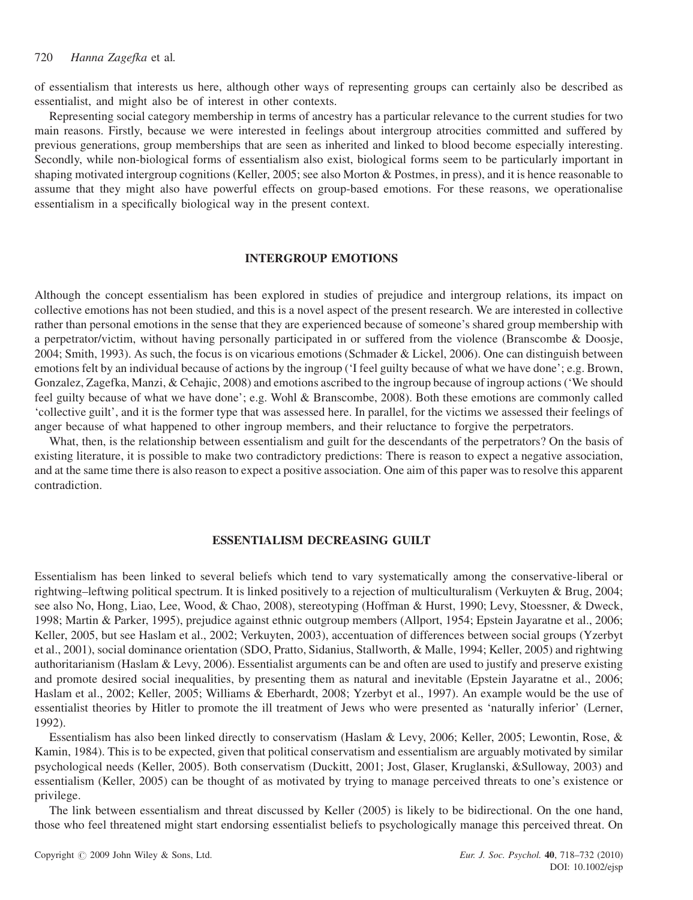of essentialism that interests us here, although other ways of representing groups can certainly also be described as essentialist, and might also be of interest in other contexts.

Representing social category membership in terms of ancestry has a particular relevance to the current studies for two main reasons. Firstly, because we were interested in feelings about intergroup atrocities committed and suffered by previous generations, group memberships that are seen as inherited and linked to blood become especially interesting. Secondly, while non-biological forms of essentialism also exist, biological forms seem to be particularly important in shaping motivated intergroup cognitions (Keller, 2005; see also Morton & Postmes, in press), and it is hence reasonable to assume that they might also have powerful effects on group-based emotions. For these reasons, we operationalise essentialism in a specifically biological way in the present context.

## INTERGROUP EMOTIONS

Although the concept essentialism has been explored in studies of prejudice and intergroup relations, its impact on collective emotions has not been studied, and this is a novel aspect of the present research. We are interested in collective rather than personal emotions in the sense that they are experienced because of someone's shared group membership with a perpetrator/victim, without having personally participated in or suffered from the violence (Branscombe & Doosje, 2004; Smith, 1993). As such, the focus is on vicarious emotions (Schmader & Lickel, 2006). One can distinguish between emotions felt by an individual because of actions by the ingroup ('I feel guilty because of what we have done'; e.g. Brown, Gonzalez, Zagefka, Manzi, & Cehajic, 2008) and emotions ascribed to the ingroup because of ingroup actions ('We should feel guilty because of what we have done'; e.g. Wohl & Branscombe, 2008). Both these emotions are commonly called 'collective guilt', and it is the former type that was assessed here. In parallel, for the victims we assessed their feelings of anger because of what happened to other ingroup members, and their reluctance to forgive the perpetrators.

What, then, is the relationship between essentialism and guilt for the descendants of the perpetrators? On the basis of existing literature, it is possible to make two contradictory predictions: There is reason to expect a negative association, and at the same time there is also reason to expect a positive association. One aim of this paper was to resolve this apparent contradiction.

## ESSENTIALISM DECREASING GUILT

Essentialism has been linked to several beliefs which tend to vary systematically among the conservative-liberal or rightwing–leftwing political spectrum. It is linked positively to a rejection of multiculturalism (Verkuyten & Brug, 2004; see also No, Hong, Liao, Lee, Wood, & Chao, 2008), stereotyping (Hoffman & Hurst, 1990; Levy, Stoessner, & Dweck, 1998; Martin & Parker, 1995), prejudice against ethnic outgroup members (Allport, 1954; Epstein Jayaratne et al., 2006; Keller, 2005, but see Haslam et al., 2002; Verkuyten, 2003), accentuation of differences between social groups (Yzerbyt et al., 2001), social dominance orientation (SDO, Pratto, Sidanius, Stallworth, & Malle, 1994; Keller, 2005) and rightwing authoritarianism (Haslam & Levy, 2006). Essentialist arguments can be and often are used to justify and preserve existing and promote desired social inequalities, by presenting them as natural and inevitable (Epstein Jayaratne et al., 2006; Haslam et al., 2002; Keller, 2005; Williams & Eberhardt, 2008; Yzerbyt et al., 1997). An example would be the use of essentialist theories by Hitler to promote the ill treatment of Jews who were presented as 'naturally inferior' (Lerner, 1992).

Essentialism has also been linked directly to conservatism (Haslam & Levy, 2006; Keller, 2005; Lewontin, Rose, & Kamin, 1984). This is to be expected, given that political conservatism and essentialism are arguably motivated by similar psychological needs (Keller, 2005). Both conservatism (Duckitt, 2001; Jost, Glaser, Kruglanski, &Sulloway, 2003) and essentialism (Keller, 2005) can be thought of as motivated by trying to manage perceived threats to one's existence or privilege.

The link between essentialism and threat discussed by Keller (2005) is likely to be bidirectional. On the one hand, those who feel threatened might start endorsing essentialist beliefs to psychologically manage this perceived threat. On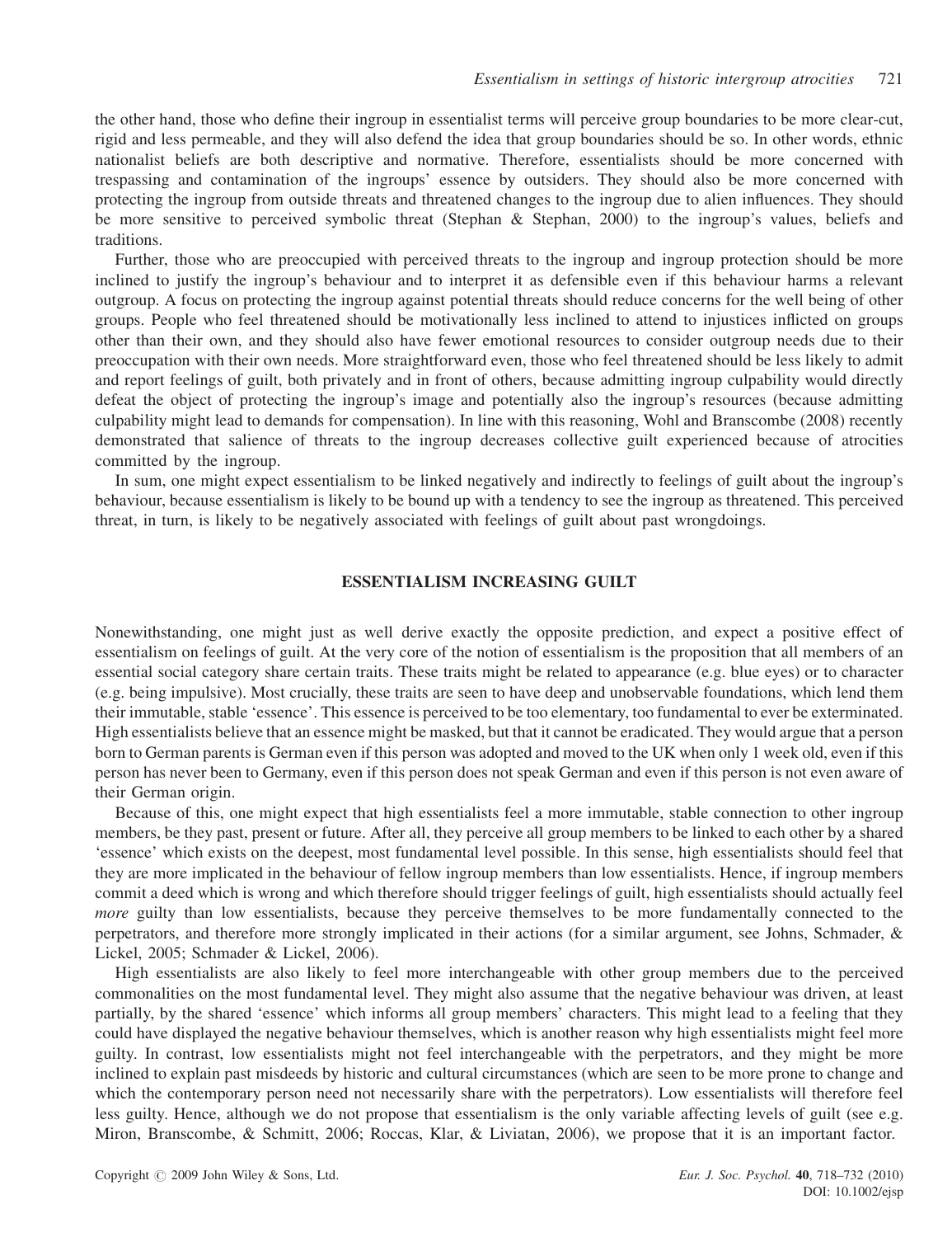the other hand, those who define their ingroup in essentialist terms will perceive group boundaries to be more clear-cut, rigid and less permeable, and they will also defend the idea that group boundaries should be so. In other words, ethnic nationalist beliefs are both descriptive and normative. Therefore, essentialists should be more concerned with trespassing and contamination of the ingroups' essence by outsiders. They should also be more concerned with protecting the ingroup from outside threats and threatened changes to the ingroup due to alien influences. They should be more sensitive to perceived symbolic threat (Stephan & Stephan, 2000) to the ingroup's values, beliefs and traditions.

Further, those who are preoccupied with perceived threats to the ingroup and ingroup protection should be more inclined to justify the ingroup's behaviour and to interpret it as defensible even if this behaviour harms a relevant outgroup. A focus on protecting the ingroup against potential threats should reduce concerns for the well being of other groups. People who feel threatened should be motivationally less inclined to attend to injustices inflicted on groups other than their own, and they should also have fewer emotional resources to consider outgroup needs due to their preoccupation with their own needs. More straightforward even, those who feel threatened should be less likely to admit and report feelings of guilt, both privately and in front of others, because admitting ingroup culpability would directly defeat the object of protecting the ingroup's image and potentially also the ingroup's resources (because admitting culpability might lead to demands for compensation). In line with this reasoning, Wohl and Branscombe (2008) recently demonstrated that salience of threats to the ingroup decreases collective guilt experienced because of atrocities committed by the ingroup.

In sum, one might expect essentialism to be linked negatively and indirectly to feelings of guilt about the ingroup's behaviour, because essentialism is likely to be bound up with a tendency to see the ingroup as threatened. This perceived threat, in turn, is likely to be negatively associated with feelings of guilt about past wrongdoings.

## ESSENTIALISM INCREASING GUILT

Nonewithstanding, one might just as well derive exactly the opposite prediction, and expect a positive effect of essentialism on feelings of guilt. At the very core of the notion of essentialism is the proposition that all members of an essential social category share certain traits. These traits might be related to appearance (e.g. blue eyes) or to character (e.g. being impulsive). Most crucially, these traits are seen to have deep and unobservable foundations, which lend them their immutable, stable 'essence'. This essence is perceived to be too elementary, too fundamental to ever be exterminated. High essentialists believe that an essence might be masked, but that it cannot be eradicated. They would argue that a person born to German parents is German even if this person was adopted and moved to the UK when only 1 week old, even if this person has never been to Germany, even if this person does not speak German and even if this person is not even aware of their German origin.

Because of this, one might expect that high essentialists feel a more immutable, stable connection to other ingroup members, be they past, present or future. After all, they perceive all group members to be linked to each other by a shared 'essence' which exists on the deepest, most fundamental level possible. In this sense, high essentialists should feel that they are more implicated in the behaviour of fellow ingroup members than low essentialists. Hence, if ingroup members commit a deed which is wrong and which therefore should trigger feelings of guilt, high essentialists should actually feel *more* guilty than low essentialists, because they perceive themselves to be more fundamentally connected to the perpetrators, and therefore more strongly implicated in their actions (for a similar argument, see Johns, Schmader, & Lickel, 2005; Schmader & Lickel, 2006).

High essentialists are also likely to feel more interchangeable with other group members due to the perceived commonalities on the most fundamental level. They might also assume that the negative behaviour was driven, at least partially, by the shared 'essence' which informs all group members' characters. This might lead to a feeling that they could have displayed the negative behaviour themselves, which is another reason why high essentialists might feel more guilty. In contrast, low essentialists might not feel interchangeable with the perpetrators, and they might be more inclined to explain past misdeeds by historic and cultural circumstances (which are seen to be more prone to change and which the contemporary person need not necessarily share with the perpetrators). Low essentialists will therefore feel less guilty. Hence, although we do not propose that essentialism is the only variable affecting levels of guilt (see e.g. Miron, Branscombe, & Schmitt, 2006; Roccas, Klar, & Liviatan, 2006), we propose that it is an important factor.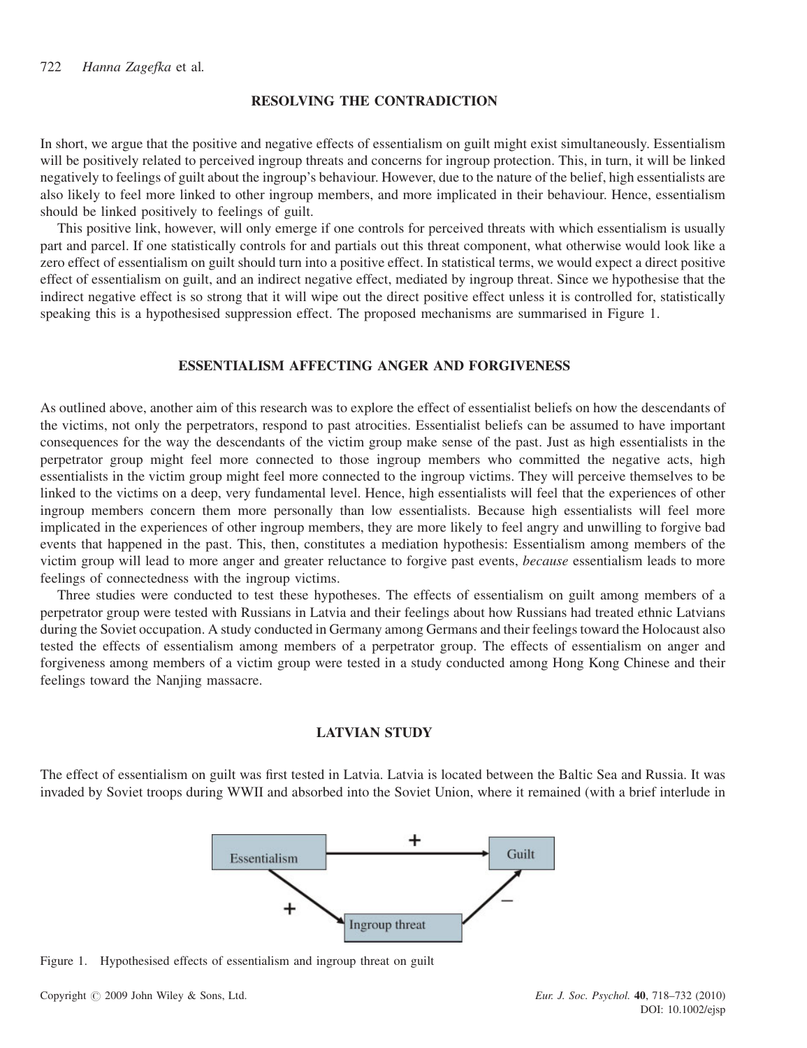## RESOLVING THE CONTRADICTION

In short, we argue that the positive and negative effects of essentialism on guilt might exist simultaneously. Essentialism will be positively related to perceived ingroup threats and concerns for ingroup protection. This, in turn, it will be linked negatively to feelings of guilt about the ingroup's behaviour. However, due to the nature of the belief, high essentialists are also likely to feel more linked to other ingroup members, and more implicated in their behaviour. Hence, essentialism should be linked positively to feelings of guilt.

This positive link, however, will only emerge if one controls for perceived threats with which essentialism is usually part and parcel. If one statistically controls for and partials out this threat component, what otherwise would look like a zero effect of essentialism on guilt should turn into a positive effect. In statistical terms, we would expect a direct positive effect of essentialism on guilt, and an indirect negative effect, mediated by ingroup threat. Since we hypothesise that the indirect negative effect is so strong that it will wipe out the direct positive effect unless it is controlled for, statistically speaking this is a hypothesised suppression effect. The proposed mechanisms are summarised in Figure 1.

## ESSENTIALISM AFFECTING ANGER AND FORGIVENESS

As outlined above, another aim of this research was to explore the effect of essentialist beliefs on how the descendants of the victims, not only the perpetrators, respond to past atrocities. Essentialist beliefs can be assumed to have important consequences for the way the descendants of the victim group make sense of the past. Just as high essentialists in the perpetrator group might feel more connected to those ingroup members who committed the negative acts, high essentialists in the victim group might feel more connected to the ingroup victims. They will perceive themselves to be linked to the victims on a deep, very fundamental level. Hence, high essentialists will feel that the experiences of other ingroup members concern them more personally than low essentialists. Because high essentialists will feel more implicated in the experiences of other ingroup members, they are more likely to feel angry and unwilling to forgive bad events that happened in the past. This, then, constitutes a mediation hypothesis: Essentialism among members of the victim group will lead to more anger and greater reluctance to forgive past events, *because* essentialism leads to more feelings of connectedness with the ingroup victims.

Three studies were conducted to test these hypotheses. The effects of essentialism on guilt among members of a perpetrator group were tested with Russians in Latvia and their feelings about how Russians had treated ethnic Latvians during the Soviet occupation. A study conducted in Germany among Germans and their feelings toward the Holocaust also tested the effects of essentialism among members of a perpetrator group. The effects of essentialism on anger and forgiveness among members of a victim group were tested in a study conducted among Hong Kong Chinese and their feelings toward the Nanjing massacre.

## LATVIAN STUDY

The effect of essentialism on guilt was first tested in Latvia. Latvia is located between the Baltic Sea and Russia. It was invaded by Soviet troops during WWII and absorbed into the Soviet Union, where it remained (with a brief interlude in

Essentialism → (+) → Guilt; Essentialism → (+) → Ingroup threat → (–) → Guilt

Figure 1. Hypothesised effects of essentialism and ingroup threat on guilt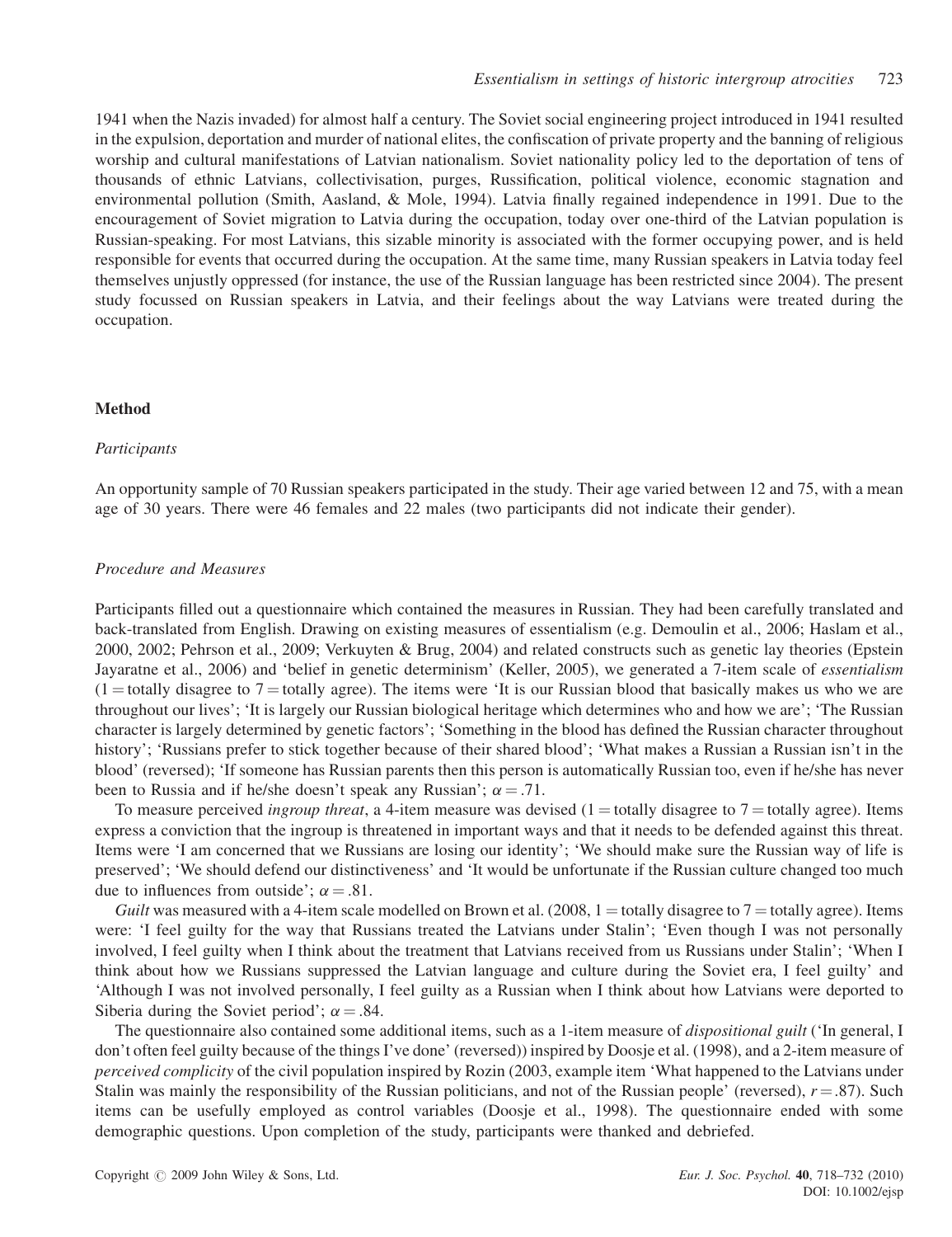1941 when the Nazis invaded) for almost half a century. The Soviet social engineering project introduced in 1941 resulted in the expulsion, deportation and murder of national elites, the confiscation of private property and the banning of religious worship and cultural manifestations of Latvian nationalism. Soviet nationality policy led to the deportation of tens of thousands of ethnic Latvians, collectivisation, purges, Russification, political violence, economic stagnation and environmental pollution (Smith, Aasland, & Mole, 1994). Latvia finally regained independence in 1991. Due to the encouragement of Soviet migration to Latvia during the occupation, today over one-third of the Latvian population is Russian-speaking. For most Latvians, this sizable minority is associated with the former occupying power, and is held responsible for events that occurred during the occupation. At the same time, many Russian speakers in Latvia today feel themselves unjustly oppressed (for instance, the use of the Russian language has been restricted since 2004). The present study focussed on Russian speakers in Latvia, and their feelings about the way Latvians were treated during the occupation.

## Method

### *Participants*

An opportunity sample of 70 Russian speakers participated in the study. Their age varied between 12 and 75, with a mean age of 30 years. There were 46 females and 22 males (two participants did not indicate their gender).

### *Procedure and Measures*

Participants filled out a questionnaire which contained the measures in Russian. They had been carefully translated and back-translated from English. Drawing on existing measures of essentialism (e.g. Demoulin et al., 2006; Haslam et al., 2000, 2002; Pehrson et al., 2009; Verkuyten & Brug, 2004) and related constructs such as genetic lay theories (Epstein Jayaratne et al., 2006) and 'belief in genetic determinism' (Keller, 2005), we generated a 7-item scale of *essentialism* (1 = totally disagree to 7 = totally agree). The items were 'It is our Russian blood that basically makes us who we are throughout our lives'; 'It is largely our Russian biological heritage which determines who and how we are'; 'The Russian character is largely determined by genetic factors'; 'Something in the blood has defined the Russian character throughout history'; 'Russians prefer to stick together because of their shared blood'; 'What makes a Russian a Russian isn't in the blood' (reversed); 'If someone has Russian parents then this person is automatically Russian too, even if he/she has never been to Russia and if he/she doesn't speak any Russian'; $\alpha = .71$.

To measure perceived *ingroup threat*, a 4-item measure was devised (1 = totally disagree to 7 = totally agree). Items express a conviction that the ingroup is threatened in important ways and that it needs to be defended against this threat. Items were 'I am concerned that we Russians are losing our identity'; 'We should make sure the Russian way of life is preserved'; 'We should defend our distinctiveness' and 'It would be unfortunate if the Russian culture changed too much due to influences from outside'; $\alpha = .81$.

*Guilt* was measured with a 4-item scale modelled on Brown et al. (2008, 1 = totally disagree to 7 = totally agree). Items were: 'I feel guilty for the way that Russians treated the Latvians under Stalin'; 'Even though I was not personally involved, I feel guilty when I think about the treatment that Latvians received from us Russians under Stalin'; 'When I think about how we Russians suppressed the Latvian language and culture during the Soviet era, I feel guilty' and 'Although I was not involved personally, I feel guilty as a Russian when I think about how Latvians were deported to Siberia during the Soviet period'; $\alpha = .84$.

The questionnaire also contained some additional items, such as a 1-item measure of *dispositional guilt* ('In general, I don't often feel guilty because of the things I've done' (reversed)) inspired by Doosje et al. (1998), and a 2-item measure of *perceived complicity* of the civil population inspired by Rozin (2003, example item 'What happened to the Latvians under Stalin was mainly the responsibility of the Russian politicians, and not of the Russian people' (reversed), $r = .87$). Such items can be usefully employed as control variables (Doosje et al., 1998). The questionnaire ended with some demographic questions. Upon completion of the study, participants were thanked and debriefed.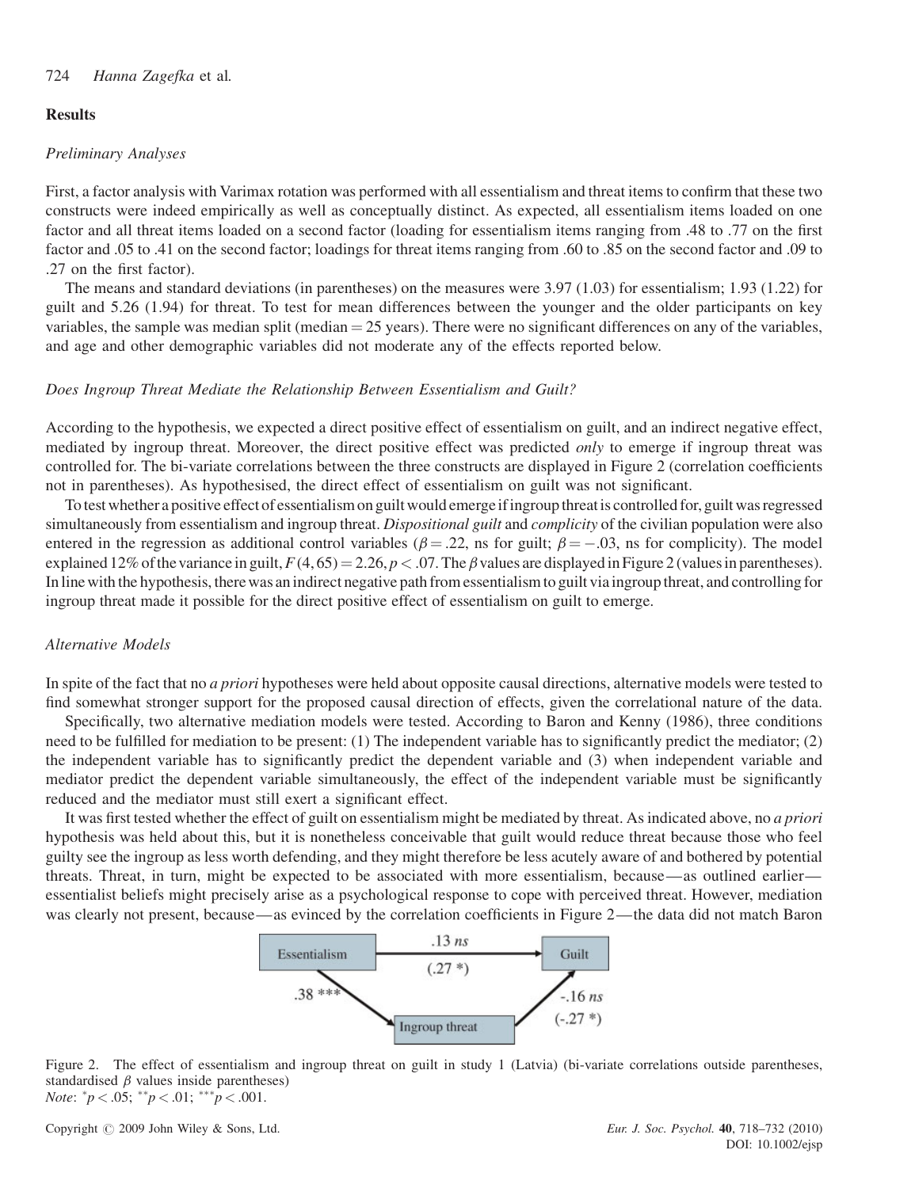## Results

### *Preliminary Analyses*

First, a factor analysis with Varimax rotation was performed with all essentialism and threat items to confirm that these two constructs were indeed empirically as well as conceptually distinct. As expected, all essentialism items loaded on one factor and all threat items loaded on a second factor (loading for essentialism items ranging from .48 to .77 on the first factor and .05 to .41 on the second factor; loadings for threat items ranging from .60 to .85 on the second factor and .09 to .27 on the first factor).

The means and standard deviations (in parentheses) on the measures were 3.97 (1.03) for essentialism; 1.93 (1.22) for guilt and 5.26 (1.94) for threat. To test for mean differences between the younger and the older participants on key variables, the sample was median split (median = 25 years). There were no significant differences on any of the variables, and age and other demographic variables did not moderate any of the effects reported below.

### *Does Ingroup Threat Mediate the Relationship Between Essentialism and Guilt?*

According to the hypothesis, we expected a direct positive effect of essentialism on guilt, and an indirect negative effect, mediated by ingroup threat. Moreover, the direct positive effect was predicted *only* to emerge if ingroup threat was controlled for. The bi-variate correlations between the three constructs are displayed in Figure 2 (correlation coefficients not in parentheses). As hypothesised, the direct effect of essentialism on guilt was not significant.

To test whether a positive effect of essentialism on guilt would emerge if ingroup threat is controlled for, guilt was regressed simultaneously from essentialism and ingroup threat. *Dispositional guilt* and *complicity* of the civilian population were also entered in the regression as additional control variables ($\beta = .22$, ns for guilt; $\beta = -.03$, ns for complicity). The model explained 12% of the variance in guilt, $F(4, 65) = 2.26, p < .07$. The $\beta$ values are displayed in Figure 2 (values in parentheses). In line with the hypothesis, there was an indirect negative path from essentialism to guilt via ingroup threat, and controlling for ingroup threat made it possible for the direct positive effect of essentialism on guilt to emerge.

### *Alternative Models*

In spite of the fact that no *a priori* hypotheses were held about opposite causal directions, alternative models were tested to find somewhat stronger support for the proposed causal direction of effects, given the correlational nature of the data.

Specifically, two alternative mediation models were tested. According to Baron and Kenny (1986), three conditions need to be fulfilled for mediation to be present: (1) The independent variable has to significantly predict the mediator; (2) the independent variable has to significantly predict the dependent variable and (3) when independent variable and mediator predict the dependent variable simultaneously, the effect of the independent variable must be significantly reduced and the mediator must still exert a significant effect.

It was first tested whether the effect of guilt on essentialism might be mediated by threat. As indicated above, no *a priori* hypothesis was held about this, but it is nonetheless conceivable that guilt would reduce threat because those who feel guilty see the ingroup as less worth defending, and they might therefore be less acutely aware of and bothered by potential threats. Threat, in turn, might be expected to be associated with more essentialism, because—as outlined earlier—essentialist beliefs might precisely arise as a psychological response to cope with perceived threat. However, mediation was clearly not present, because—as evinced by the correlation coefficients in Figure 2—the data did not match Baron

Essentialism → Guilt: .13 *ns* (.27 *)
Essentialism → Ingroup threat: .38 ***
Ingroup threat → Guilt: -.16 *ns* (-.27 *)

Figure 2. The effect of essentialism and ingroup threat on guilt in study 1 (Latvia) (bi-variate correlations outside parentheses, standardised $\beta$ values inside parentheses)
*Note*: $^{*}p < .05$; $^{**}p < .01$; $^{***}p < .001$.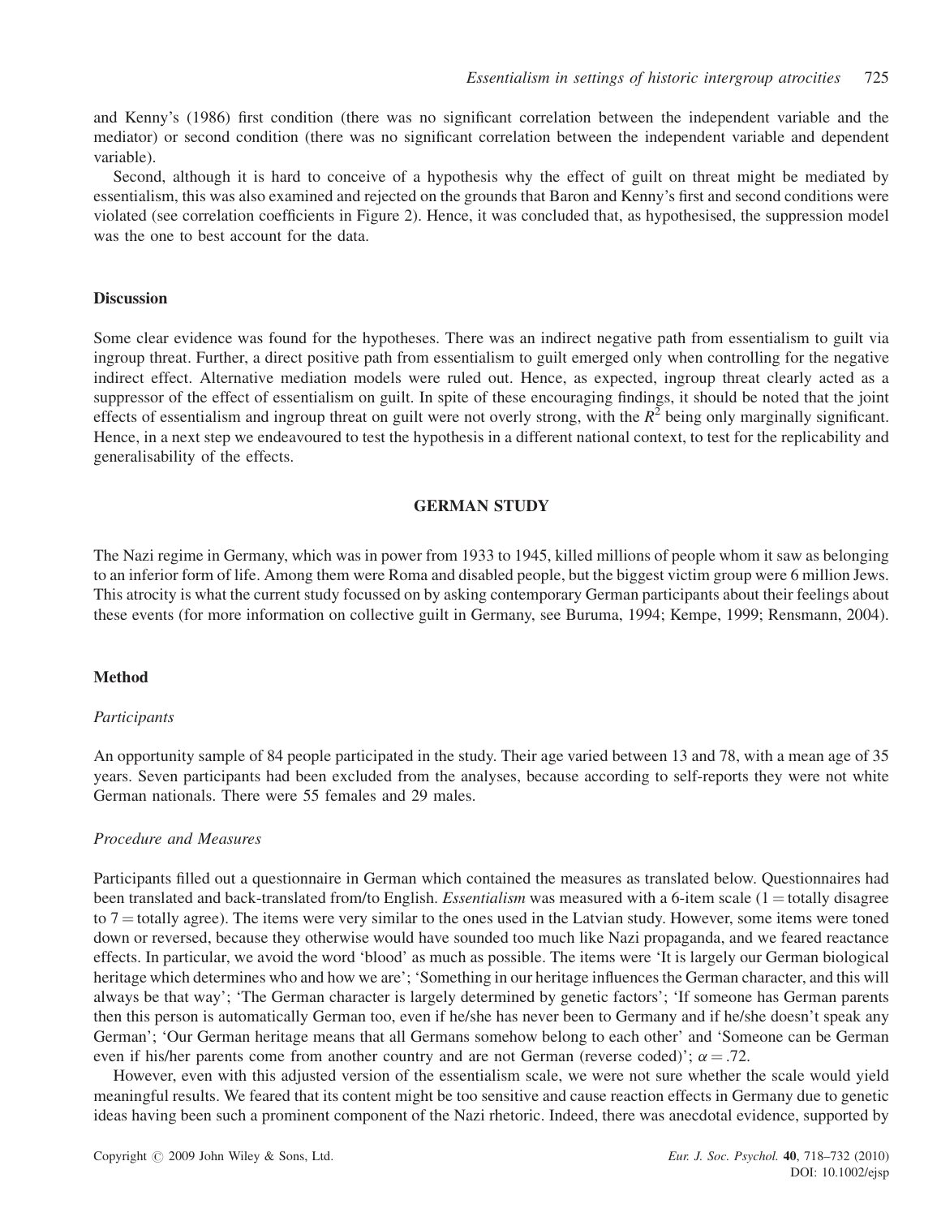and Kenny's (1986) first condition (there was no significant correlation between the independent variable and the mediator) or second condition (there was no significant correlation between the independent variable and dependent variable).

Second, although it is hard to conceive of a hypothesis why the effect of guilt on threat might be mediated by essentialism, this was also examined and rejected on the grounds that Baron and Kenny's first and second conditions were violated (see correlation coefficients in Figure 2). Hence, it was concluded that, as hypothesised, the suppression model was the one to best account for the data.

## Discussion

Some clear evidence was found for the hypotheses. There was an indirect negative path from essentialism to guilt via ingroup threat. Further, a direct positive path from essentialism to guilt emerged only when controlling for the negative indirect effect. Alternative mediation models were ruled out. Hence, as expected, ingroup threat clearly acted as a suppressor of the effect of essentialism on guilt. In spite of these encouraging findings, it should be noted that the joint effects of essentialism and ingroup threat on guilt were not overly strong, with the $R^2$ being only marginally significant. Hence, in a next step we endeavoured to test the hypothesis in a different national context, to test for the replicability and generalisability of the effects.

# GERMAN STUDY

The Nazi regime in Germany, which was in power from 1933 to 1945, killed millions of people whom it saw as belonging to an inferior form of life. Among them were Roma and disabled people, but the biggest victim group were 6 million Jews. This atrocity is what the current study focussed on by asking contemporary German participants about their feelings about these events (for more information on collective guilt in Germany, see Buruma, 1994; Kempe, 1999; Rensmann, 2004).

## Method

### *Participants*

An opportunity sample of 84 people participated in the study. Their age varied between 13 and 78, with a mean age of 35 years. Seven participants had been excluded from the analyses, because according to self-reports they were not white German nationals. There were 55 females and 29 males.

### *Procedure and Measures*

Participants filled out a questionnaire in German which contained the measures as translated below. Questionnaires had been translated and back-translated from/to English. *Essentialism* was measured with a 6-item scale (1 = totally disagree to 7 = totally agree). The items were very similar to the ones used in the Latvian study. However, some items were toned down or reversed, because they otherwise would have sounded too much like Nazi propaganda, and we feared reactance effects. In particular, we avoid the word 'blood' as much as possible. The items were 'It is largely our German biological heritage which determines who and how we are'; 'Something in our heritage influences the German character, and this will always be that way'; 'The German character is largely determined by genetic factors'; 'If someone has German parents then this person is automatically German too, even if he/she has never been to Germany and if he/she doesn't speak any German'; 'Our German heritage means that all Germans somehow belong to each other' and 'Someone can be German even if his/her parents come from another country and are not German (reverse coded)'; $\alpha = .72$.

However, even with this adjusted version of the essentialism scale, we were not sure whether the scale would yield meaningful results. We feared that its content might be too sensitive and cause reaction effects in Germany due to genetic ideas having been such a prominent component of the Nazi rhetoric. Indeed, there was anecdotal evidence, supported by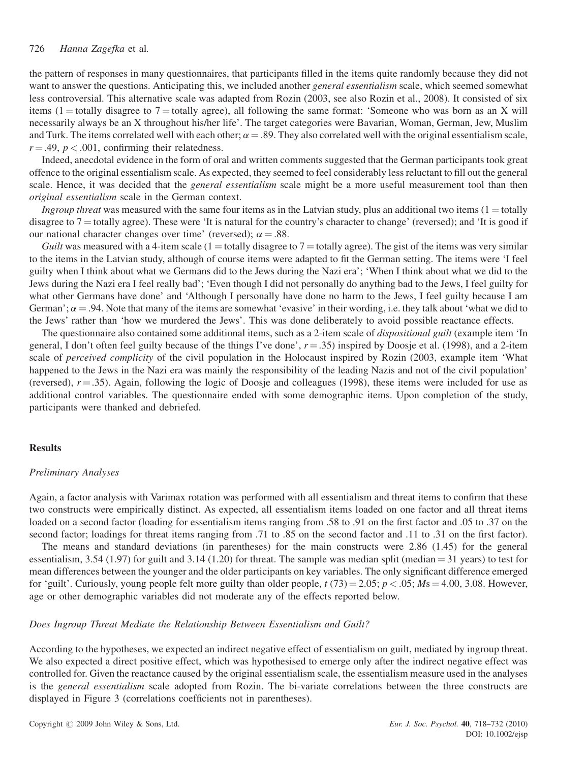the pattern of responses in many questionnaires, that participants filled in the items quite randomly because they did not want to answer the questions. Anticipating this, we included another *general essentialism* scale, which seemed somewhat less controversial. This alternative scale was adapted from Rozin (2003, see also Rozin et al., 2008). It consisted of six items (1 = totally disagree to 7 = totally agree), all following the same format: 'Someone who was born as an X will necessarily always be an X throughout his/her life'. The target categories were Bavarian, Woman, German, Jew, Muslim and Turk. The items correlated well with each other; $\alpha = .89$. They also correlated well with the original essentialism scale, $r = .49$, $p < .001$, confirming their relatedness.

Indeed, anecdotal evidence in the form of oral and written comments suggested that the German participants took great offence to the original essentialism scale. As expected, they seemed to feel considerably less reluctant to fill out the general scale. Hence, it was decided that the *general essentialism* scale might be a more useful measurement tool than then *original essentialism* scale in the German context.

*Ingroup threat* was measured with the same four items as in the Latvian study, plus an additional two items (1 = totally disagree to 7 = totally agree). These were 'It is natural for the country's character to change' (reversed); and 'It is good if our national character changes over time' (reversed); $\alpha = .88$.

*Guilt* was measured with a 4-item scale (1 = totally disagree to 7 = totally agree). The gist of the items was very similar to the items in the Latvian study, although of course items were adapted to fit the German setting. The items were 'I feel guilty when I think about what we Germans did to the Jews during the Nazi era'; 'When I think about what we did to the Jews during the Nazi era I feel really bad'; 'Even though I did not personally do anything bad to the Jews, I feel guilty for what other Germans have done' and 'Although I personally have done no harm to the Jews, I feel guilty because I am German'; $\alpha = .94$. Note that many of the items are somewhat 'evasive' in their wording, i.e. they talk about 'what we did to the Jews' rather than 'how we murdered the Jews'. This was done deliberately to avoid possible reactance effects.

The questionnaire also contained some additional items, such as a 2-item scale of *dispositional guilt* (example item 'In general, I don't often feel guilty because of the things I've done', $r = .35$) inspired by Doosje et al. (1998), and a 2-item scale of *perceived complicity* of the civil population in the Holocaust inspired by Rozin (2003, example item 'What happened to the Jews in the Nazi era was mainly the responsibility of the leading Nazis and not of the civil population' (reversed), $r = .35$). Again, following the logic of Doosje and colleagues (1998), these items were included for use as additional control variables. The questionnaire ended with some demographic items. Upon completion of the study, participants were thanked and debriefed.

## Results

### Preliminary Analyses

Again, a factor analysis with Varimax rotation was performed with all essentialism and threat items to confirm that these two constructs were empirically distinct. As expected, all essentialism items loaded on one factor and all threat items loaded on a second factor (loading for essentialism items ranging from .58 to .91 on the first factor and .05 to .37 on the second factor; loadings for threat items ranging from .71 to .85 on the second factor and .11 to .31 on the first factor).

The means and standard deviations (in parentheses) for the main constructs were 2.86 (1.45) for the general essentialism, 3.54 (1.97) for guilt and 3.14 (1.20) for threat. The sample was median split (median = 31 years) to test for mean differences between the younger and the older participants on key variables. The only significant difference emerged for 'guilt'. Curiously, young people felt more guilty than older people, $t\,(73) = 2.05$; $p < .05$; $M\text{s} = 4.00, 3.08$. However, age or other demographic variables did not moderate any of the effects reported below.

### Does Ingroup Threat Mediate the Relationship Between Essentialism and Guilt?

According to the hypotheses, we expected an indirect negative effect of essentialism on guilt, mediated by ingroup threat. We also expected a direct positive effect, which was hypothesised to emerge only after the indirect negative effect was controlled for. Given the reactance caused by the original essentialism scale, the essentialism measure used in the analyses is the *general essentialism* scale adopted from Rozin. The bi-variate correlations between the three constructs are displayed in Figure 3 (correlations coefficients not in parentheses).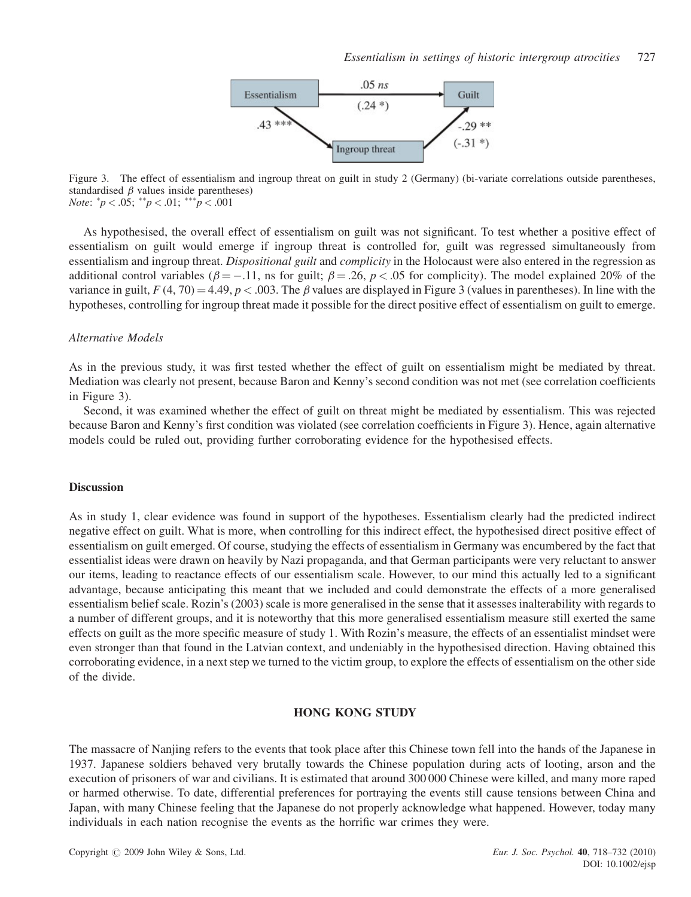Figure 3. The effect of essentialism and ingroup threat on guilt in study 2 (Germany) (bi-variate correlations outside parentheses, standardised $\beta$ values inside parentheses)
*Note*: $^{*}p < .05$; $^{**}p < .01$; $^{***}p < .001$

As hypothesised, the overall effect of essentialism on guilt was not significant. To test whether a positive effect of essentialism on guilt would emerge if ingroup threat is controlled for, guilt was regressed simultaneously from essentialism and ingroup threat. *Dispositional guilt* and *complicity* in the Holocaust were also entered in the regression as additional control variables ($\beta = -.11$, ns for guilt; $\beta = .26$, $p < .05$ for complicity). The model explained 20% of the variance in guilt, $F\,(4, 70) = 4.49$, $p < .003$. The $\beta$ values are displayed in Figure 3 (values in parentheses). In line with the hypotheses, controlling for ingroup threat made it possible for the direct positive effect of essentialism on guilt to emerge.

### Alternative Models

As in the previous study, it was first tested whether the effect of guilt on essentialism might be mediated by threat. Mediation was clearly not present, because Baron and Kenny's second condition was not met (see correlation coefficients in Figure 3).

Second, it was examined whether the effect of guilt on threat might be mediated by essentialism. This was rejected because Baron and Kenny's first condition was violated (see correlation coefficients in Figure 3). Hence, again alternative models could be ruled out, providing further corroborating evidence for the hypothesised effects.

## Discussion

As in study 1, clear evidence was found in support of the hypotheses. Essentialism clearly had the predicted indirect negative effect on guilt. What is more, when controlling for this indirect effect, the hypothesised direct positive effect of essentialism on guilt emerged. Of course, studying the effects of essentialism in Germany was encumbered by the fact that essentialist ideas were drawn on heavily by Nazi propaganda, and that German participants were very reluctant to answer our items, leading to reactance effects of our essentialism scale. However, to our mind this actually led to a significant advantage, because anticipating this meant that we included and could demonstrate the effects of a more generalised essentialism belief scale. Rozin's (2003) scale is more generalised in the sense that it assesses inalterability with regards to a number of different groups, and it is noteworthy that this more generalised essentialism measure still exerted the same effects on guilt as the more specific measure of study 1. With Rozin's measure, the effects of an essentialist mindset were even stronger than that found in the Latvian context, and undeniably in the hypothesised direction. Having obtained this corroborating evidence, in a next step we turned to the victim group, to explore the effects of essentialism on the other side of the divide.

## HONG KONG STUDY

The massacre of Nanjing refers to the events that took place after this Chinese town fell into the hands of the Japanese in 1937. Japanese soldiers behaved very brutally towards the Chinese population during acts of looting, arson and the execution of prisoners of war and civilians. It is estimated that around 300 000 Chinese were killed, and many more raped or harmed otherwise. To date, differential preferences for portraying the events still cause tensions between China and Japan, with many Chinese feeling that the Japanese do not properly acknowledge what happened. However, today many individuals in each nation recognise the events as the horrific war crimes they were.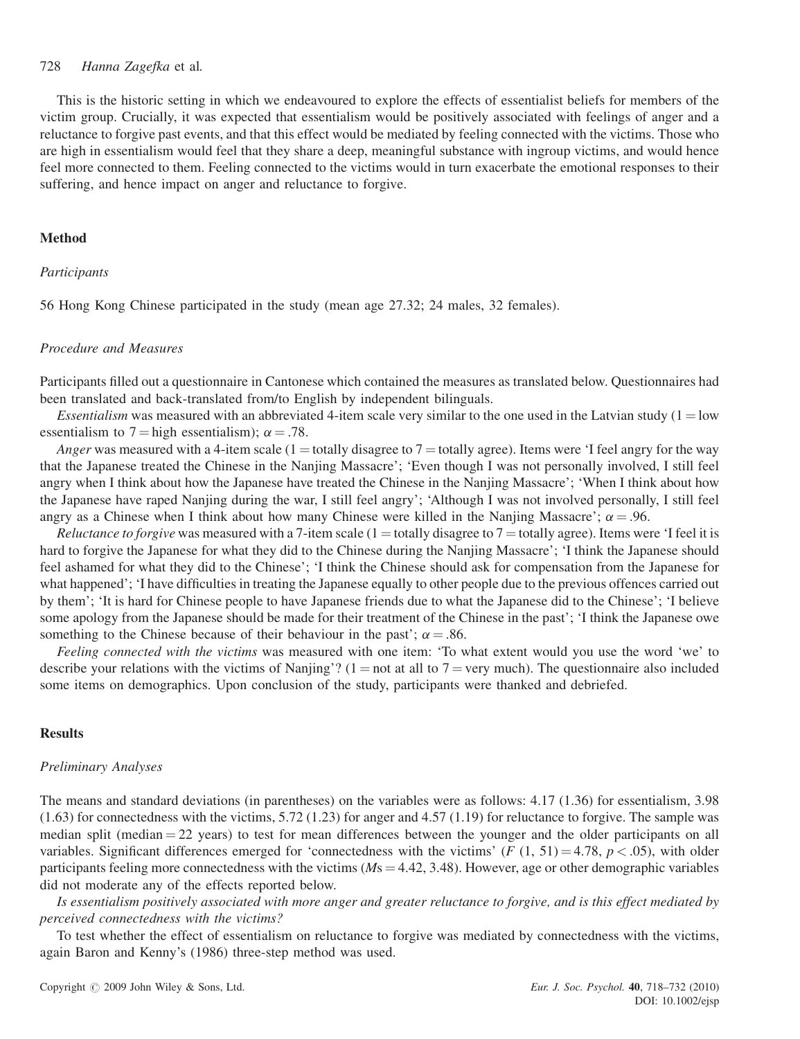This is the historic setting in which we endeavoured to explore the effects of essentialist beliefs for members of the victim group. Crucially, it was expected that essentialism would be positively associated with feelings of anger and a reluctance to forgive past events, and that this effect would be mediated by feeling connected with the victims. Those who are high in essentialism would feel that they share a deep, meaningful substance with ingroup victims, and would hence feel more connected to them. Feeling connected to the victims would in turn exacerbate the emotional responses to their suffering, and hence impact on anger and reluctance to forgive.

## Method

### Participants

56 Hong Kong Chinese participated in the study (mean age 27.32; 24 males, 32 females).

### Procedure and Measures

Participants filled out a questionnaire in Cantonese which contained the measures as translated below. Questionnaires had been translated and back-translated from/to English by independent bilinguals.

*Essentialism* was measured with an abbreviated 4-item scale very similar to the one used in the Latvian study (1 = low essentialism to 7 = high essentialism); $\alpha = .78$.

*Anger* was measured with a 4-item scale (1 = totally disagree to 7 = totally agree). Items were 'I feel angry for the way that the Japanese treated the Chinese in the Nanjing Massacre'; 'Even though I was not personally involved, I still feel angry when I think about how the Japanese have treated the Chinese in the Nanjing Massacre'; 'When I think about how the Japanese have raped Nanjing during the war, I still feel angry'; 'Although I was not involved personally, I still feel angry as a Chinese when I think about how many Chinese were killed in the Nanjing Massacre'; $\alpha = .96$.

*Reluctance to forgive* was measured with a 7-item scale (1 = totally disagree to 7 = totally agree). Items were 'I feel it is hard to forgive the Japanese for what they did to the Chinese during the Nanjing Massacre'; 'I think the Japanese should feel ashamed for what they did to the Chinese'; 'I think the Chinese should ask for compensation from the Japanese for what happened'; 'I have difficulties in treating the Japanese equally to other people due to the previous offences carried out by them'; 'It is hard for Chinese people to have Japanese friends due to what the Japanese did to the Chinese'; 'I believe some apology from the Japanese should be made for their treatment of the Chinese in the past'; 'I think the Japanese owe something to the Chinese because of their behaviour in the past'; $\alpha = .86$.

*Feeling connected with the victims* was measured with one item: 'To what extent would you use the word 'we' to describe your relations with the victims of Nanjing'? (1 = not at all to 7 = very much). The questionnaire also included some items on demographics. Upon conclusion of the study, participants were thanked and debriefed.

## Results

### Preliminary Analyses

The means and standard deviations (in parentheses) on the variables were as follows: 4.17 (1.36) for essentialism, 3.98 (1.63) for connectedness with the victims, 5.72 (1.23) for anger and 4.57 (1.19) for reluctance to forgive. The sample was median split (median = 22 years) to test for mean differences between the younger and the older participants on all variables. Significant differences emerged for 'connectedness with the victims' ($F$ (1, 51) = 4.78, $p < .05$), with older participants feeling more connectedness with the victims ($M$s = 4.42, 3.48). However, age or other demographic variables did not moderate any of the effects reported below.

*Is essentialism positively associated with more anger and greater reluctance to forgive, and is this effect mediated by perceived connectedness with the victims?*

To test whether the effect of essentialism on reluctance to forgive was mediated by connectedness with the victims, again Baron and Kenny's (1986) three-step method was used.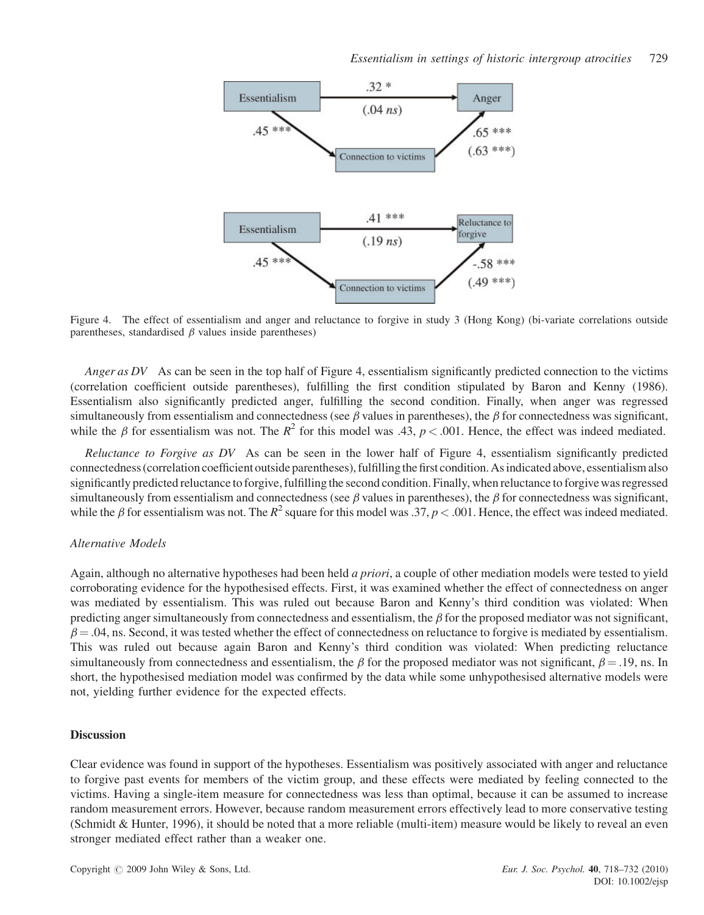Figure 4. The effect of essentialism and anger and reluctance to forgive in study 3 (Hong Kong) (bi-variate correlations outside parentheses, standardised $\beta$ values inside parentheses)

*Anger as DV* As can be seen in the top half of Figure 4, essentialism significantly predicted connection to the victims (correlation coefficient outside parentheses), fulfilling the first condition stipulated by Baron and Kenny (1986). Essentialism also significantly predicted anger, fulfilling the second condition. Finally, when anger was regressed simultaneously from essentialism and connectedness (see $\beta$ values in parentheses), the $\beta$ for connectedness was significant, while the $\beta$ for essentialism was not. The $R^2$ for this model was .43, $p < .001$. Hence, the effect was indeed mediated.

*Reluctance to Forgive as DV* As can be seen in the lower half of Figure 4, essentialism significantly predicted connectedness (correlation coefficient outside parentheses), fulfilling the first condition. As indicated above, essentialism also significantly predicted reluctance to forgive, fulfilling the second condition. Finally, when reluctance to forgive was regressed simultaneously from essentialism and connectedness (see $\beta$ values in parentheses), the $\beta$ for connectedness was significant, while the $\beta$ for essentialism was not. The $R^2$ square for this model was .37, $p < .001$. Hence, the effect was indeed mediated.

*Alternative Models*

Again, although no alternative hypotheses had been held *a priori*, a couple of other mediation models were tested to yield corroborating evidence for the hypothesised effects. First, it was examined whether the effect of connectedness on anger was mediated by essentialism. This was ruled out because Baron and Kenny's third condition was violated: When predicting anger simultaneously from connectedness and essentialism, the $\beta$ for the proposed mediator was not significant, $\beta = .04$, ns. Second, it was tested whether the effect of connectedness on reluctance to forgive is mediated by essentialism. This was ruled out because again Baron and Kenny's third condition was violated: When predicting reluctance simultaneously from connectedness and essentialism, the $\beta$ for the proposed mediator was not significant, $\beta = .19$, ns. In short, the hypothesised mediation model was confirmed by the data while some unhypothesised alternative models were not, yielding further evidence for the expected effects.

**Discussion**

Clear evidence was found in support of the hypotheses. Essentialism was positively associated with anger and reluctance to forgive past events for members of the victim group, and these effects were mediated by feeling connected to the victims. Having a single-item measure for connectedness was less than optimal, because it can be assumed to increase random measurement errors. However, because random measurement errors effectively lead to more conservative testing (Schmidt & Hunter, 1996), it should be noted that a more reliable (multi-item) measure would be likely to reveal an even stronger mediated effect rather than a weaker one.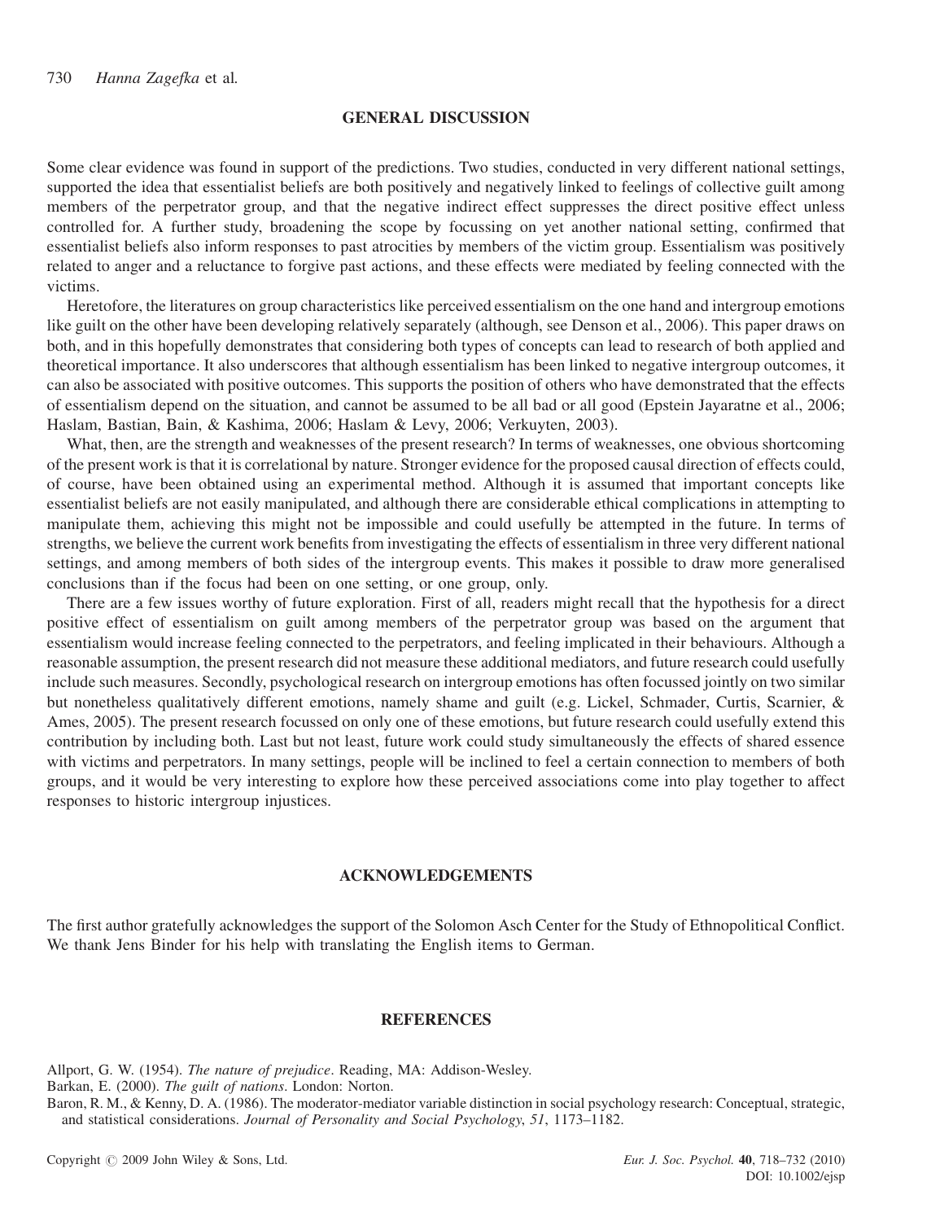## GENERAL DISCUSSION

Some clear evidence was found in support of the predictions. Two studies, conducted in very different national settings, supported the idea that essentialist beliefs are both positively and negatively linked to feelings of collective guilt among members of the perpetrator group, and that the negative indirect effect suppresses the direct positive effect unless controlled for. A further study, broadening the scope by focussing on yet another national setting, confirmed that essentialist beliefs also inform responses to past atrocities by members of the victim group. Essentialism was positively related to anger and a reluctance to forgive past actions, and these effects were mediated by feeling connected with the victims.

Heretofore, the literatures on group characteristics like perceived essentialism on the one hand and intergroup emotions like guilt on the other have been developing relatively separately (although, see Denson et al., 2006). This paper draws on both, and in this hopefully demonstrates that considering both types of concepts can lead to research of both applied and theoretical importance. It also underscores that although essentialism has been linked to negative intergroup outcomes, it can also be associated with positive outcomes. This supports the position of others who have demonstrated that the effects of essentialism depend on the situation, and cannot be assumed to be all bad or all good (Epstein Jayaratne et al., 2006; Haslam, Bastian, Bain, & Kashima, 2006; Haslam & Levy, 2006; Verkuyten, 2003).

What, then, are the strength and weaknesses of the present research? In terms of weaknesses, one obvious shortcoming of the present work is that it is correlational by nature. Stronger evidence for the proposed causal direction of effects could, of course, have been obtained using an experimental method. Although it is assumed that important concepts like essentialist beliefs are not easily manipulated, and although there are considerable ethical complications in attempting to manipulate them, achieving this might not be impossible and could usefully be attempted in the future. In terms of strengths, we believe the current work benefits from investigating the effects of essentialism in three very different national settings, and among members of both sides of the intergroup events. This makes it possible to draw more generalised conclusions than if the focus had been on one setting, or one group, only.

There are a few issues worthy of future exploration. First of all, readers might recall that the hypothesis for a direct positive effect of essentialism on guilt among members of the perpetrator group was based on the argument that essentialism would increase feeling connected to the perpetrators, and feeling implicated in their behaviours. Although a reasonable assumption, the present research did not measure these additional mediators, and future research could usefully include such measures. Secondly, psychological research on intergroup emotions has often focussed jointly on two similar but nonetheless qualitatively different emotions, namely shame and guilt (e.g. Lickel, Schmader, Curtis, Scarnier, & Ames, 2005). The present research focussed on only one of these emotions, but future research could usefully extend this contribution by including both. Last but not least, future work could study simultaneously the effects of shared essence with victims and perpetrators. In many settings, people will be inclined to feel a certain connection to members of both groups, and it would be very interesting to explore how these perceived associations come into play together to affect responses to historic intergroup injustices.

## ACKNOWLEDGEMENTS

The first author gratefully acknowledges the support of the Solomon Asch Center for the Study of Ethnopolitical Conflict. We thank Jens Binder for his help with translating the English items to German.

## REFERENCES

Allport, G. W. (1954). *The nature of prejudice*. Reading, MA: Addison-Wesley.

Barkan, E. (2000). *The guilt of nations*. London: Norton.

Baron, R. M., & Kenny, D. A. (1986). The moderator-mediator variable distinction in social psychology research: Conceptual, strategic, and statistical considerations. *Journal of Personality and Social Psychology*, *51*, 1173–1182.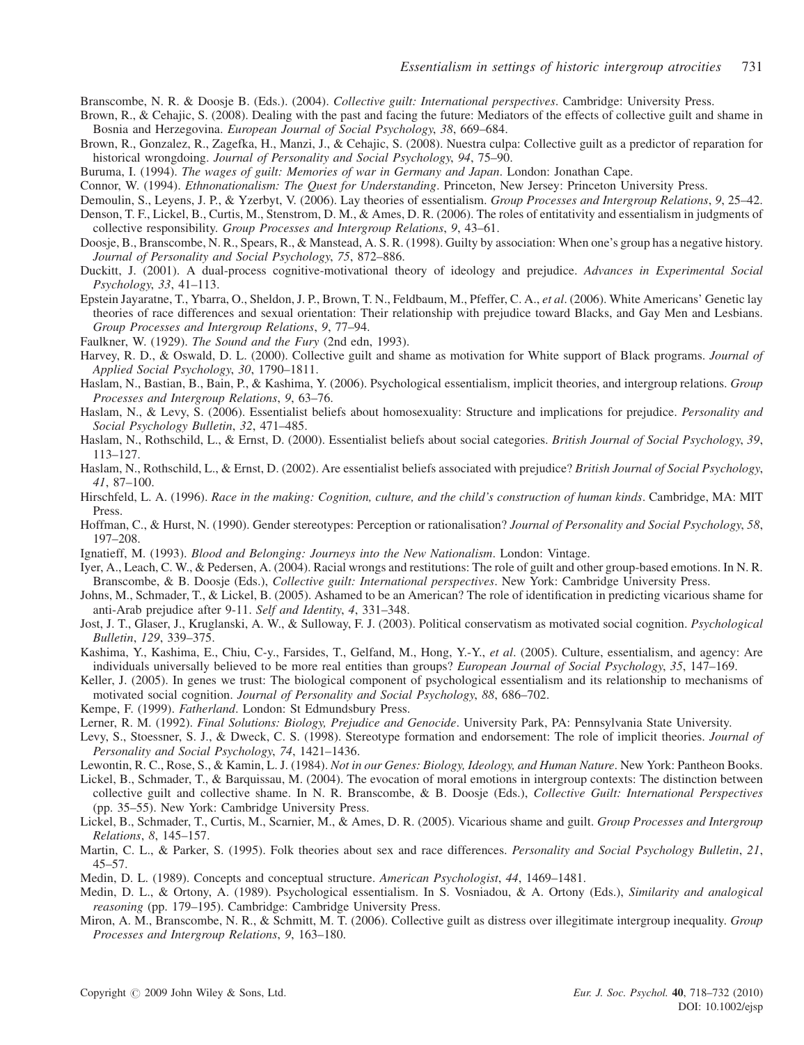Branscombe, N. R. & Doosje B. (Eds.). (2004). *Collective guilt: International perspectives*. Cambridge: University Press.

Brown, R., & Cehajic, S. (2008). Dealing with the past and facing the future: Mediators of the effects of collective guilt and shame in Bosnia and Herzegovina. *European Journal of Social Psychology*, *38*, 669–684.

Brown, R., Gonzalez, R., Zagefka, H., Manzi, J., & Cehajic, S. (2008). Nuestra culpa: Collective guilt as a predictor of reparation for historical wrongdoing. *Journal of Personality and Social Psychology*, *94*, 75–90.

Buruma, I. (1994). *The wages of guilt: Memories of war in Germany and Japan*. London: Jonathan Cape.

Connor, W. (1994). *Ethnonationalism: The Quest for Understanding*. Princeton, New Jersey: Princeton University Press.

Demoulin, S., Leyens, J. P., & Yzerbyt, V. (2006). Lay theories of essentialism. *Group Processes and Intergroup Relations*, *9*, 25–42.

Denson, T. F., Lickel, B., Curtis, M., Stenstrom, D. M., & Ames, D. R. (2006). The roles of entitativity and essentialism in judgments of collective responsibility. *Group Processes and Intergroup Relations*, *9*, 43–61.

Doosje, B., Branscombe, N. R., Spears, R., & Manstead, A. S. R. (1998). Guilty by association: When one's group has a negative history. *Journal of Personality and Social Psychology*, *75*, 872–886.

Duckitt, J. (2001). A dual-process cognitive-motivational theory of ideology and prejudice. *Advances in Experimental Social Psychology*, *33*, 41–113.

Epstein Jayaratne, T., Ybarra, O., Sheldon, J. P., Brown, T. N., Feldbaum, M., Pfeffer, C. A., *et al*. (2006). White Americans' Genetic lay theories of race differences and sexual orientation: Their relationship with prejudice toward Blacks, and Gay Men and Lesbians. *Group Processes and Intergroup Relations*, *9*, 77–94.

Faulkner, W. (1929). *The Sound and the Fury* (2nd edn, 1993).

Harvey, R. D., & Oswald, D. L. (2000). Collective guilt and shame as motivation for White support of Black programs. *Journal of Applied Social Psychology*, *30*, 1790–1811.

Haslam, N., Bastian, B., Bain, P., & Kashima, Y. (2006). Psychological essentialism, implicit theories, and intergroup relations. *Group Processes and Intergroup Relations*, *9*, 63–76.

Haslam, N., & Levy, S. (2006). Essentialist beliefs about homosexuality: Structure and implications for prejudice. *Personality and Social Psychology Bulletin*, *32*, 471–485.

Haslam, N., Rothschild, L., & Ernst, D. (2000). Essentialist beliefs about social categories. *British Journal of Social Psychology*, *39*, 113–127.

Haslam, N., Rothschild, L., & Ernst, D. (2002). Are essentialist beliefs associated with prejudice? *British Journal of Social Psychology*, *41*, 87–100.

Hirschfeld, L. A. (1996). *Race in the making: Cognition, culture, and the child's construction of human kinds*. Cambridge, MA: MIT Press.

Hoffman, C., & Hurst, N. (1990). Gender stereotypes: Perception or rationalisation? *Journal of Personality and Social Psychology*, *58*, 197–208.

Ignatieff, M. (1993). *Blood and Belonging: Journeys into the New Nationalism*. London: Vintage.

Iyer, A., Leach, C. W., & Pedersen, A. (2004). Racial wrongs and restitutions: The role of guilt and other group-based emotions. In N. R. Branscombe, & B. Doosje (Eds.), *Collective guilt: International perspectives*. New York: Cambridge University Press.

Johns, M., Schmader, T., & Lickel, B. (2005). Ashamed to be an American? The role of identification in predicting vicarious shame for anti-Arab prejudice after 9-11. *Self and Identity*, *4*, 331–348.

Jost, J. T., Glaser, J., Kruglanski, A. W., & Sulloway, F. J. (2003). Political conservatism as motivated social cognition. *Psychological Bulletin*, *129*, 339–375.

Kashima, Y., Kashima, E., Chiu, C-y., Farsides, T., Gelfand, M., Hong, Y.-Y., *et al*. (2005). Culture, essentialism, and agency: Are individuals universally believed to be more real entities than groups? *European Journal of Social Psychology*, *35*, 147–169.

Keller, J. (2005). In genes we trust: The biological component of psychological essentialism and its relationship to mechanisms of motivated social cognition. *Journal of Personality and Social Psychology*, *88*, 686–702.

Kempe, F. (1999). *Fatherland*. London: St Edmundsbury Press.

Lerner, R. M. (1992). *Final Solutions: Biology, Prejudice and Genocide*. University Park, PA: Pennsylvania State University.

Levy, S., Stoessner, S. J., & Dweck, C. S. (1998). Stereotype formation and endorsement: The role of implicit theories. *Journal of Personality and Social Psychology*, *74*, 1421–1436.

Lewontin, R. C., Rose, S., & Kamin, L. J. (1984). *Not in our Genes: Biology, Ideology, and Human Nature*. New York: Pantheon Books.

Lickel, B., Schmader, T., & Barquissau, M. (2004). The evocation of moral emotions in intergroup contexts: The distinction between collective guilt and collective shame. In N. R. Branscombe, & B. Doosje (Eds.), *Collective Guilt: International Perspectives* (pp. 35–55). New York: Cambridge University Press.

Lickel, B., Schmader, T., Curtis, M., Scarnier, M., & Ames, D. R. (2005). Vicarious shame and guilt. *Group Processes and Intergroup Relations*, *8*, 145–157.

Martin, C. L., & Parker, S. (1995). Folk theories about sex and race differences. *Personality and Social Psychology Bulletin*, *21*, 45–57.

Medin, D. L. (1989). Concepts and conceptual structure. *American Psychologist*, *44*, 1469–1481.

Medin, D. L., & Ortony, A. (1989). Psychological essentialism. In S. Vosniadou, & A. Ortony (Eds.), *Similarity and analogical reasoning* (pp. 179–195). Cambridge: Cambridge University Press.

Miron, A. M., Branscombe, N. R., & Schmitt, M. T. (2006). Collective guilt as distress over illegitimate intergroup inequality. *Group Processes and Intergroup Relations*, *9*, 163–180.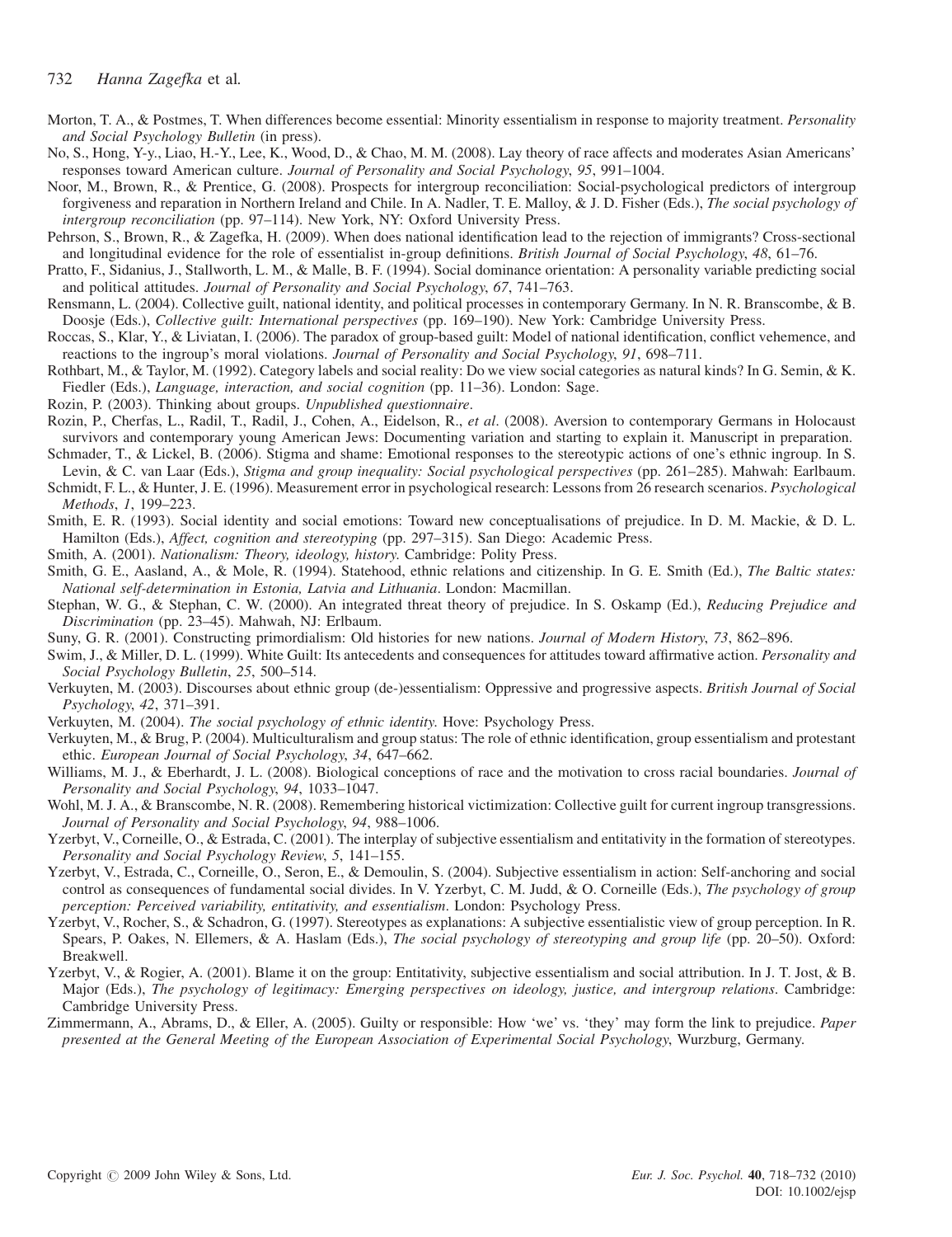Morton, T. A., & Postmes, T. When differences become essential: Minority essentialism in response to majority treatment. *Personality and Social Psychology Bulletin* (in press).

No, S., Hong, Y-y., Liao, H.-Y., Lee, K., Wood, D., & Chao, M. M. (2008). Lay theory of race affects and moderates Asian Americans' responses toward American culture. *Journal of Personality and Social Psychology*, *95*, 991–1004.

Noor, M., Brown, R., & Prentice, G. (2008). Prospects for intergroup reconciliation: Social-psychological predictors of intergroup forgiveness and reparation in Northern Ireland and Chile. In A. Nadler, T. E. Malloy, & J. D. Fisher (Eds.), *The social psychology of intergroup reconciliation* (pp. 97–114). New York, NY: Oxford University Press.

Pehrson, S., Brown, R., & Zagefka, H. (2009). When does national identification lead to the rejection of immigrants? Cross-sectional and longitudinal evidence for the role of essentialist in-group definitions. *British Journal of Social Psychology*, *48*, 61–76.

Pratto, F., Sidanius, J., Stallworth, L. M., & Malle, B. F. (1994). Social dominance orientation: A personality variable predicting social and political attitudes. *Journal of Personality and Social Psychology*, *67*, 741–763.

Rensmann, L. (2004). Collective guilt, national identity, and political processes in contemporary Germany. In N. R. Branscombe, & B. Doosje (Eds.), *Collective guilt: International perspectives* (pp. 169–190). New York: Cambridge University Press.

Roccas, S., Klar, Y., & Liviatan, I. (2006). The paradox of group-based guilt: Model of national identification, conflict vehemence, and reactions to the ingroup's moral violations. *Journal of Personality and Social Psychology*, *91*, 698–711.

Rothbart, M., & Taylor, M. (1992). Category labels and social reality: Do we view social categories as natural kinds? In G. Semin, & K. Fiedler (Eds.), *Language, interaction, and social cognition* (pp. 11–36). London: Sage.

Rozin, P. (2003). Thinking about groups. *Unpublished questionnaire*.

Rozin, P., Cherfas, L., Radil, T., Radil, J., Cohen, A., Eidelson, R., *et al*. (2008). Aversion to contemporary Germans in Holocaust survivors and contemporary young American Jews: Documenting variation and starting to explain it. Manuscript in preparation.

Schmader, T., & Lickel, B. (2006). Stigma and shame: Emotional responses to the stereotypic actions of one's ethnic ingroup. In S. Levin, & C. van Laar (Eds.), *Stigma and group inequality: Social psychological perspectives* (pp. 261–285). Mahwah: Earlbaum.

Schmidt, F. L., & Hunter, J. E. (1996). Measurement error in psychological research: Lessons from 26 research scenarios. *Psychological Methods*, *1*, 199–223.

Smith, E. R. (1993). Social identity and social emotions: Toward new conceptualisations of prejudice. In D. M. Mackie, & D. L. Hamilton (Eds.), *Affect, cognition and stereotyping* (pp. 297–315). San Diego: Academic Press.

Smith, A. (2001). *Nationalism: Theory, ideology, history*. Cambridge: Polity Press.

Smith, G. E., Aasland, A., & Mole, R. (1994). Statehood, ethnic relations and citizenship. In G. E. Smith (Ed.), *The Baltic states: National self-determination in Estonia, Latvia and Lithuania*. London: Macmillan.

Stephan, W. G., & Stephan, C. W. (2000). An integrated threat theory of prejudice. In S. Oskamp (Ed.), *Reducing Prejudice and Discrimination* (pp. 23–45). Mahwah, NJ: Erlbaum.

Suny, G. R. (2001). Constructing primordialism: Old histories for new nations. *Journal of Modern History*, *73*, 862–896.

Swim, J., & Miller, D. L. (1999). White Guilt: Its antecedents and consequences for attitudes toward affirmative action. *Personality and Social Psychology Bulletin*, *25*, 500–514.

Verkuyten, M. (2003). Discourses about ethnic group (de-)essentialism: Oppressive and progressive aspects. *British Journal of Social Psychology*, *42*, 371–391.

Verkuyten, M. (2004). *The social psychology of ethnic identity*. Hove: Psychology Press.

Verkuyten, M., & Brug, P. (2004). Multiculturalism and group status: The role of ethnic identification, group essentialism and protestant ethic. *European Journal of Social Psychology*, *34*, 647–662.

Williams, M. J., & Eberhardt, J. L. (2008). Biological conceptions of race and the motivation to cross racial boundaries. *Journal of Personality and Social Psychology*, *94*, 1033–1047.

Wohl, M. J. A., & Branscombe, N. R. (2008). Remembering historical victimization: Collective guilt for current ingroup transgressions. *Journal of Personality and Social Psychology*, *94*, 988–1006.

Yzerbyt, V., Corneille, O., & Estrada, C. (2001). The interplay of subjective essentialism and entitativity in the formation of stereotypes. *Personality and Social Psychology Review*, *5*, 141–155.

Yzerbyt, V., Estrada, C., Corneille, O., Seron, E., & Demoulin, S. (2004). Subjective essentialism in action: Self-anchoring and social control as consequences of fundamental social divides. In V. Yzerbyt, C. M. Judd, & O. Corneille (Eds.), *The psychology of group perception: Perceived variability, entitativity, and essentialism*. London: Psychology Press.

Yzerbyt, V., Rocher, S., & Schadron, G. (1997). Stereotypes as explanations: A subjective essentialistic view of group perception. In R. Spears, P. Oakes, N. Ellemers, & A. Haslam (Eds.), *The social psychology of stereotyping and group life* (pp. 20–50). Oxford: Breakwell.

Yzerbyt, V., & Rogier, A. (2001). Blame it on the group: Entitativity, subjective essentialism and social attribution. In J. T. Jost, & B. Major (Eds.), *The psychology of legitimacy: Emerging perspectives on ideology, justice, and intergroup relations*. Cambridge: Cambridge University Press.

Zimmermann, A., Abrams, D., & Eller, A. (2005). Guilty or responsible: How 'we' vs. 'they' may form the link to prejudice. *Paper presented at the General Meeting of the European Association of Experimental Social Psychology*, Wurzburg, Germany.